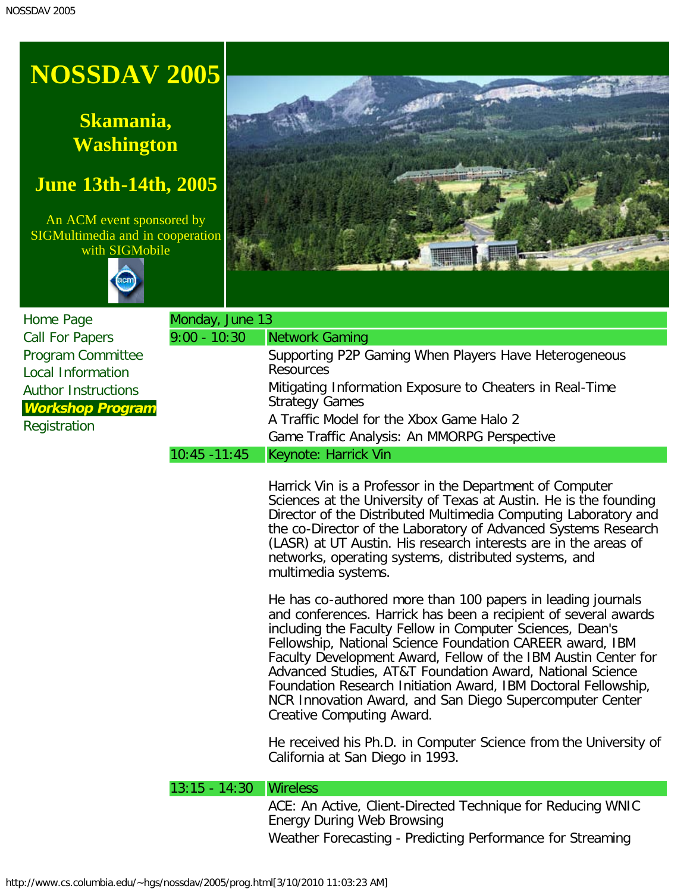# NOSSDAV 2005

## Skamania, Washington

## June 13th-14th, 2005

An ACM event sponsored by SIGMultimedia and in cooperation with SIGMobile

- Home Page
- Call For Papers
- Program Committee
- Local Information
- Author Instructions
- ***Workshop Program***
- Registration

| Monday, June 13 | |
|---|---|
| 9:00 - 10:30 | Network Gaming |
| | Supporting P2P Gaming When Players Have Heterogeneous Resources |
| | Mitigating Information Exposure to Cheaters in Real-Time Strategy Games |
| | A Traffic Model for the Xbox Game Halo 2 |
| | Game Traffic Analysis: An MMORPG Perspective |
| 10:45 -11:45 | Keynote: Harrick Vin |

Harrick Vin is a Professor in the Department of Computer Sciences at the University of Texas at Austin. He is the founding Director of the Distributed Multimedia Computing Laboratory and the co-Director of the Laboratory of Advanced Systems Research (LASR) at UT Austin. His research interests are in the areas of networks, operating systems, distributed systems, and multimedia systems.

He has co-authored more than 100 papers in leading journals and conferences. Harrick has been a recipient of several awards including the Faculty Fellow in Computer Sciences, Dean's Fellowship, National Science Foundation CAREER award, IBM Faculty Development Award, Fellow of the IBM Austin Center for Advanced Studies, AT&T Foundation Award, National Science Foundation Research Initiation Award, IBM Doctoral Fellowship, NCR Innovation Award, and San Diego Supercomputer Center Creative Computing Award.

He received his Ph.D. in Computer Science from the University of California at San Diego in 1993.

| | |
|---|---|
| 13:15 - 14:30 | Wireless |
| | ACE: An Active, Client-Directed Technique for Reducing WNIC Energy During Web Browsing |
| | Weather Forecasting - Predicting Performance for Streaming |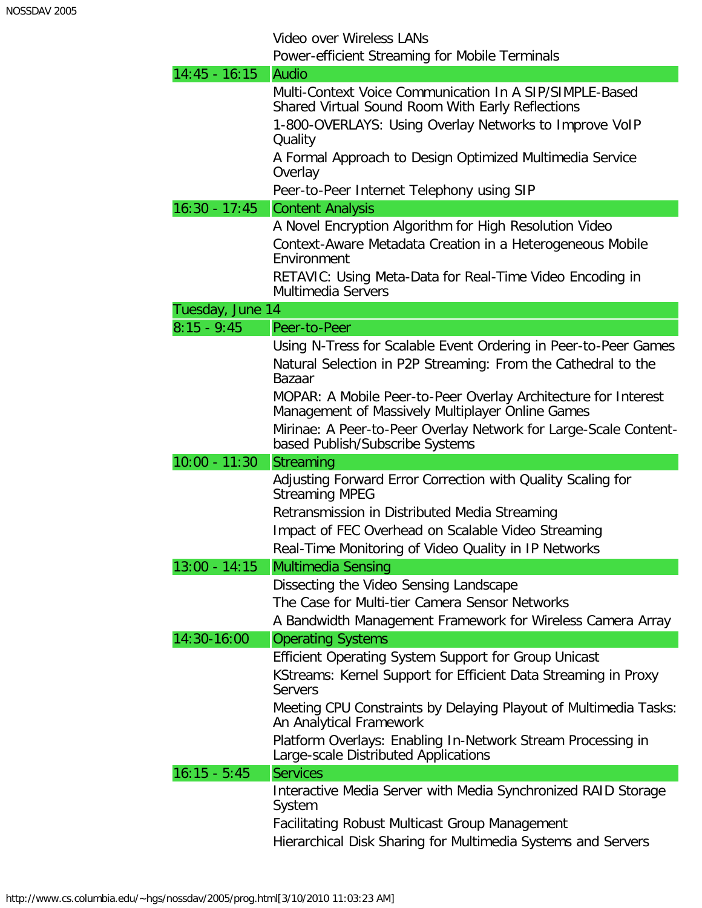| | |
|---|---|
| | Video over Wireless LANs |
| | Power-efficient Streaming for Mobile Terminals |
| 14:45 - 16:15 | Audio |
| | Multi-Context Voice Communication In A SIP/SIMPLE-Based Shared Virtual Sound Room With Early Reflections |
| | 1-800-OVERLAYS: Using Overlay Networks to Improve VoIP Quality |
| | A Formal Approach to Design Optimized Multimedia Service Overlay |
| | Peer-to-Peer Internet Telephony using SIP |
| 16:30 - 17:45 | Content Analysis |
| | A Novel Encryption Algorithm for High Resolution Video |
| | Context-Aware Metadata Creation in a Heterogeneous Mobile Environment |
| | RETAVIC: Using Meta-Data for Real-Time Video Encoding in Multimedia Servers |
| Tuesday, June 14 | |
| 8:15 - 9:45 | Peer-to-Peer |
| | Using N-Tress for Scalable Event Ordering in Peer-to-Peer Games |
| | Natural Selection in P2P Streaming: From the Cathedral to the Bazaar |
| | MOPAR: A Mobile Peer-to-Peer Overlay Architecture for Interest Management of Massively Multiplayer Online Games |
| | Mirinae: A Peer-to-Peer Overlay Network for Large-Scale Content-based Publish/Subscribe Systems |
| 10:00 - 11:30 | Streaming |
| | Adjusting Forward Error Correction with Quality Scaling for Streaming MPEG |
| | Retransmission in Distributed Media Streaming |
| | Impact of FEC Overhead on Scalable Video Streaming |
| | Real-Time Monitoring of Video Quality in IP Networks |
| 13:00 - 14:15 | Multimedia Sensing |
| | Dissecting the Video Sensing Landscape |
| | The Case for Multi-tier Camera Sensor Networks |
| | A Bandwidth Management Framework for Wireless Camera Array |
| 14:30-16:00 | Operating Systems |
| | Efficient Operating System Support for Group Unicast |
| | KStreams: Kernel Support for Efficient Data Streaming in Proxy Servers |
| | Meeting CPU Constraints by Delaying Playout of Multimedia Tasks: An Analytical Framework |
| | Platform Overlays: Enabling In-Network Stream Processing in Large-scale Distributed Applications |
| 16:15 - 5:45 | Services |
| | Interactive Media Server with Media Synchronized RAID Storage System |
| | Facilitating Robust Multicast Group Management |
| | Hierarchical Disk Sharing for Multimedia Systems and Servers |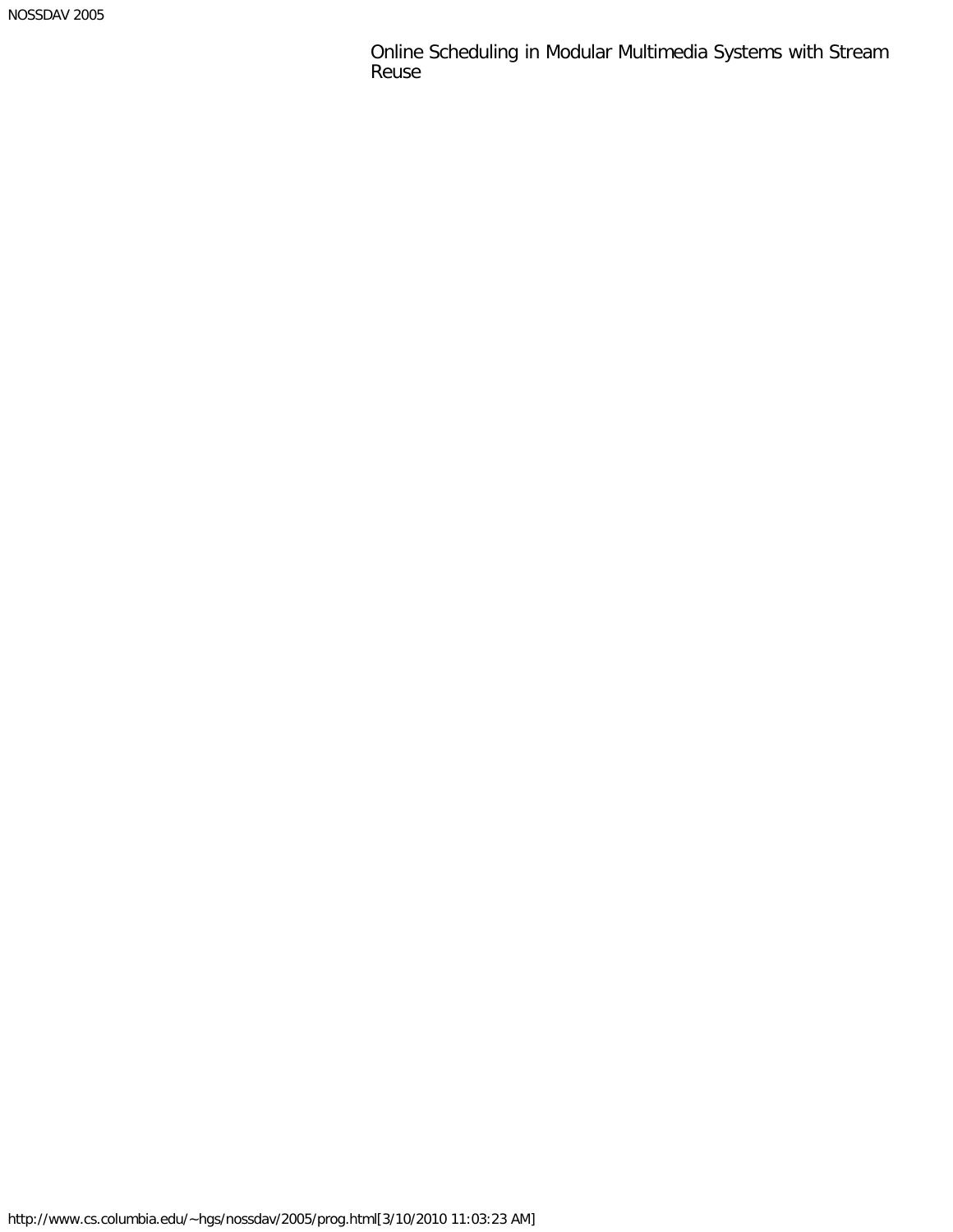Online Scheduling in Modular Multimedia Systems with Stream Reuse